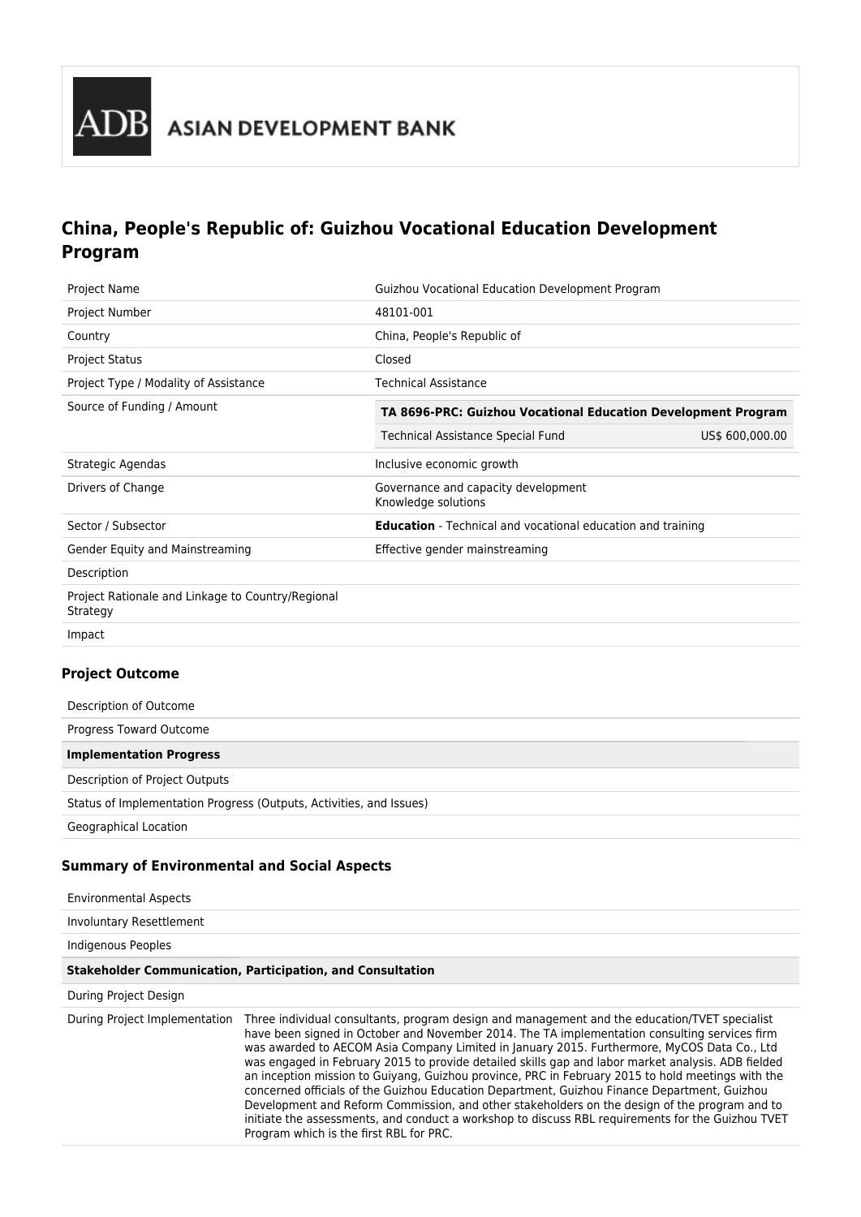ADB ASIAN DEVELOPMENT BANK

# China, People's Republic of: Guizhou Vocational Education Development Program

| | |
|---|---|
| Project Name | Guizhou Vocational Education Development Program |
| Project Number | 48101-001 |
| Country | China, People's Republic of |
| Project Status | Closed |
| Project Type / Modality of Assistance | Technical Assistance |
| Source of Funding / Amount | **TA 8696-PRC: Guizhou Vocational Education Development Program**<br>Technical Assistance Special Fund US$ 600,000.00 |
| Strategic Agendas | Inclusive economic growth |
| Drivers of Change | Governance and capacity development<br>Knowledge solutions |
| Sector / Subsector | **Education** - Technical and vocational education and training |
| Gender Equity and Mainstreaming | Effective gender mainstreaming |
| Description | |
| Project Rationale and Linkage to Country/Regional Strategy | |
| Impact | |

### Project Outcome

| |
|---|
| Description of Outcome |
| Progress Toward Outcome |
| **Implementation Progress** |
| Description of Project Outputs |
| Status of Implementation Progress (Outputs, Activities, and Issues) |
| Geographical Location |

### Summary of Environmental and Social Aspects

| | |
|---|---|
| Environmental Aspects | |
| Involuntary Resettlement | |
| Indigenous Peoples | |
| **Stakeholder Communication, Participation, and Consultation** | |
| During Project Design | |
| During Project Implementation | Three individual consultants, program design and management and the education/TVET specialist have been signed in October and November 2014. The TA implementation consulting services firm was awarded to AECOM Asia Company Limited in January 2015. Furthermore, MyCOS Data Co., Ltd was engaged in February 2015 to provide detailed skills gap and labor market analysis. ADB fielded an inception mission to Guiyang, Guizhou province, PRC in February 2015 to hold meetings with the concerned officials of the Guizhou Education Department, Guizhou Finance Department, Guizhou Development and Reform Commission, and other stakeholders on the design of the program and to initiate the assessments, and conduct a workshop to discuss RBL requirements for the Guizhou TVET Program which is the first RBL for PRC. |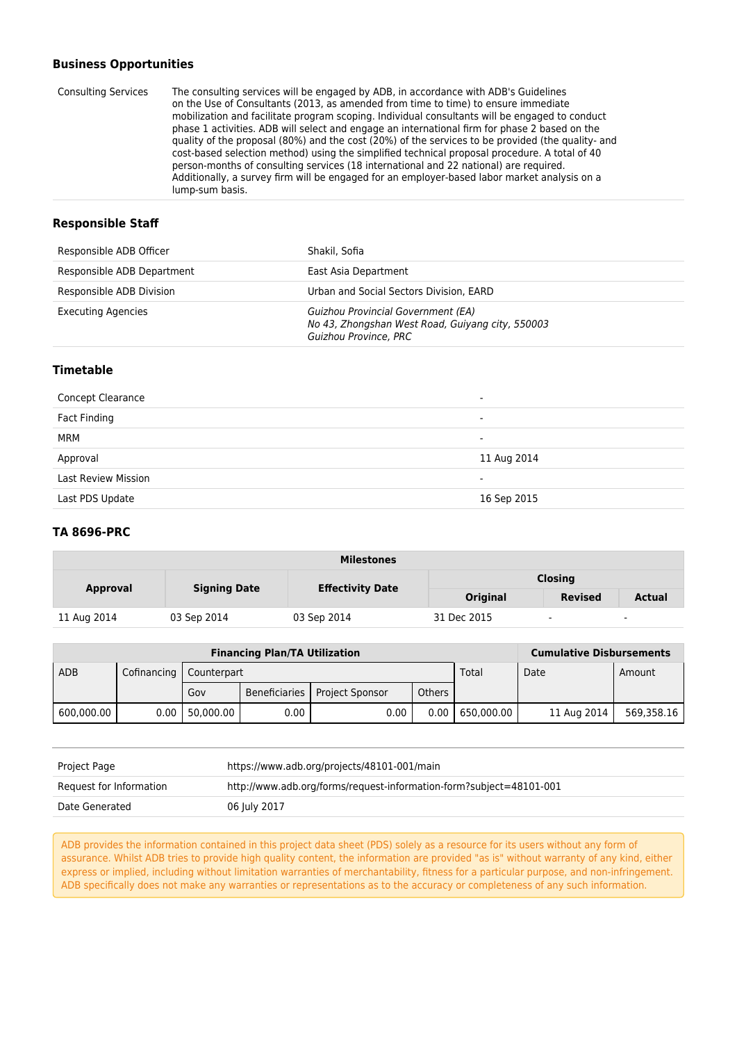## Business Opportunities

| | |
|---|---|
| Consulting Services | The consulting services will be engaged by ADB, in accordance with ADB's Guidelines on the Use of Consultants (2013, as amended from time to time) to ensure immediate mobilization and facilitate program scoping. Individual consultants will be engaged to conduct phase 1 activities. ADB will select and engage an international firm for phase 2 based on the quality of the proposal (80%) and the cost (20%) of the services to be provided (the quality- and cost-based selection method) using the simplified technical proposal procedure. A total of 40 person-months of consulting services (18 international and 22 national) are required. Additionally, a survey firm will be engaged for an employer-based labor market analysis on a lump-sum basis. |

## Responsible Staff

| | |
|---|---|
| Responsible ADB Officer | Shakil, Sofia |
| Responsible ADB Department | East Asia Department |
| Responsible ADB Division | Urban and Social Sectors Division, EARD |
| Executing Agencies | *Guizhou Provincial Government (EA)*<br>*No 43, Zhongshan West Road, Guiyang city, 550003*<br>*Guizhou Province, PRC* |

## Timetable

| | |
|---|---|
| Concept Clearance | - |
| Fact Finding | - |
| MRM | - |
| Approval | 11 Aug 2014 |
| Last Review Mission | - |
| Last PDS Update | 16 Sep 2015 |

## TA 8696-PRC

| Milestones | | | | | |
|---|---|---|---|---|---|
| Approval | Signing Date | Effectivity Date | Closing | | |
| | | | Original | Revised | Actual |
| 11 Aug 2014 | 03 Sep 2014 | 03 Sep 2014 | 31 Dec 2015 | - | - |

| Financing Plan/TA Utilization | | | | | | | | Cumulative Disbursements | |
|---|---|---|---|---|---|---|---|---|---|
| ADB | Cofinancing | Counterpart | | | | Total | | Date | Amount |
| | | Gov | Beneficiaries | Project Sponsor | Others | | | | |
| 600,000.00 | 0.00 | 50,000.00 | 0.00 | 0.00 | 0.00 | 650,000.00 | | 11 Aug 2014 | 569,358.16 |

| | |
|---|---|
| Project Page | https://www.adb.org/projects/48101-001/main |
| Request for Information | http://www.adb.org/forms/request-information-form?subject=48101-001 |
| Date Generated | 06 July 2017 |

ADB provides the information contained in this project data sheet (PDS) solely as a resource for its users without any form of assurance. Whilst ADB tries to provide high quality content, the information are provided "as is" without warranty of any kind, either express or implied, including without limitation warranties of merchantability, fitness for a particular purpose, and non-infringement. ADB specifically does not make any warranties or representations as to the accuracy or completeness of any such information.